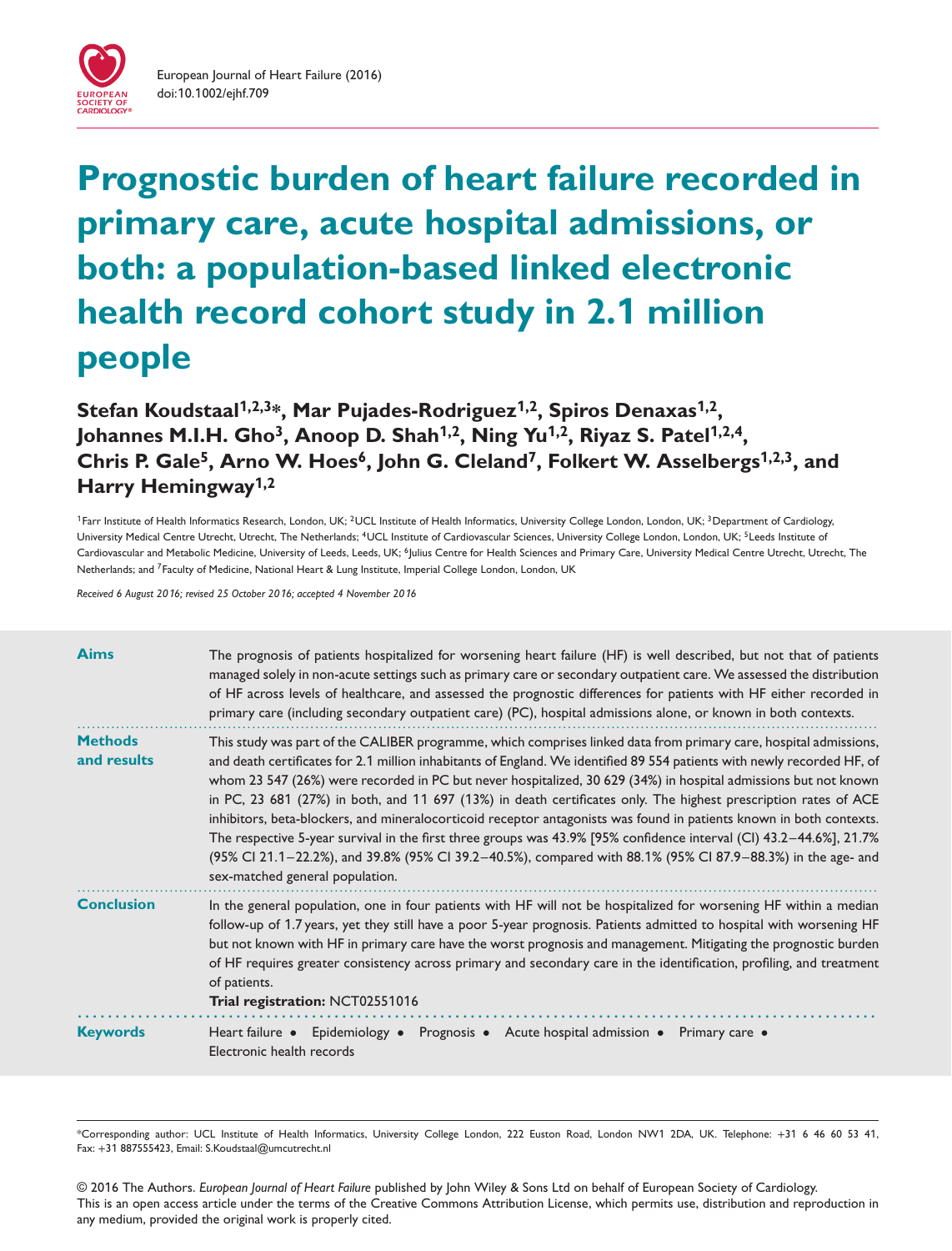# Prognostic burden of heart failure recorded in primary care, acute hospital admissions, or both: a population-based linked electronic health record cohort study in 2.1 million people

**Stefan Koudstaal[1,2,3]*, Mar Pujades-Rodriguez[1,2], Spiros Denaxas[1,2], Johannes M.I.H. Gho[3], Anoop D. Shah[1,2], Ning Yu[1,2], Riyaz S. Patel[1,2,4], Chris P. Gale[5], Arno W. Hoes[6], John G. Cleland[7], Folkert W. Asselbergs[1,2,3], and Harry Hemingway[1,2]**

[1]Farr Institute of Health Informatics Research, London, UK; [2]UCL Institute of Health Informatics, University College London, London, UK; [3]Department of Cardiology, University Medical Centre Utrecht, Utrecht, The Netherlands; [4]UCL Institute of Cardiovascular Sciences, University College London, London, UK; [5]Leeds Institute of Cardiovascular and Metabolic Medicine, University of Leeds, Leeds, UK; [6]Julius Centre for Health Sciences and Primary Care, University Medical Centre Utrecht, Utrecht, The Netherlands; and [7]Faculty of Medicine, National Heart & Lung Institute, Imperial College London, London, UK

*Received 6 August 2016; revised 25 October 2016; accepted 4 November 2016*

**Aims**

The prognosis of patients hospitalized for worsening heart failure (HF) is well described, but not that of patients managed solely in non-acute settings such as primary care or secondary outpatient care. We assessed the distribution of HF across levels of healthcare, and assessed the prognostic differences for patients with HF either recorded in primary care (including secondary outpatient care) (PC), hospital admissions alone, or known in both contexts.

**Methods and results**

This study was part of the CALIBER programme, which comprises linked data from primary care, hospital admissions, and death certificates for 2.1 million inhabitants of England. We identified 89 554 patients with newly recorded HF, of whom 23 547 (26%) were recorded in PC but never hospitalized, 30 629 (34%) in hospital admissions but not known in PC, 23 681 (27%) in both, and 11 697 (13%) in death certificates only. The highest prescription rates of ACE inhibitors, beta-blockers, and mineralocorticoid receptor antagonists was found in patients known in both contexts. The respective 5-year survival in the first three groups was 43.9% [95% confidence interval (CI) 43.2–44.6%], 21.7% (95% CI 21.1–22.2%), and 39.8% (95% CI 39.2–40.5%), compared with 88.1% (95% CI 87.9–88.3%) in the age- and sex-matched general population.

**Conclusion**

In the general population, one in four patients with HF will not be hospitalized for worsening HF within a median follow-up of 1.7 years, yet they still have a poor 5-year prognosis. Patients admitted to hospital with worsening HF but not known with HF in primary care have the worst prognosis and management. Mitigating the prognostic burden of HF requires greater consistency across primary and secondary care in the identification, profiling, and treatment of patients.

**Trial registration:** NCT02551016

**Keywords**

Heart failure • Epidemiology • Prognosis • Acute hospital admission • Primary care • Electronic health records

*Corresponding author: UCL Institute of Health Informatics, University College London, 222 Euston Road, London NW1 2DA, UK. Telephone: +31 6 46 60 53 41, Fax: +31 887555423, Email: S.Koudstaal@umcutrecht.nl

© 2016 The Authors. *European Journal of Heart Failure* published by John Wiley & Sons Ltd on behalf of European Society of Cardiology. This is an open access article under the terms of the Creative Commons Attribution License, which permits use, distribution and reproduction in any medium, provided the original work is properly cited.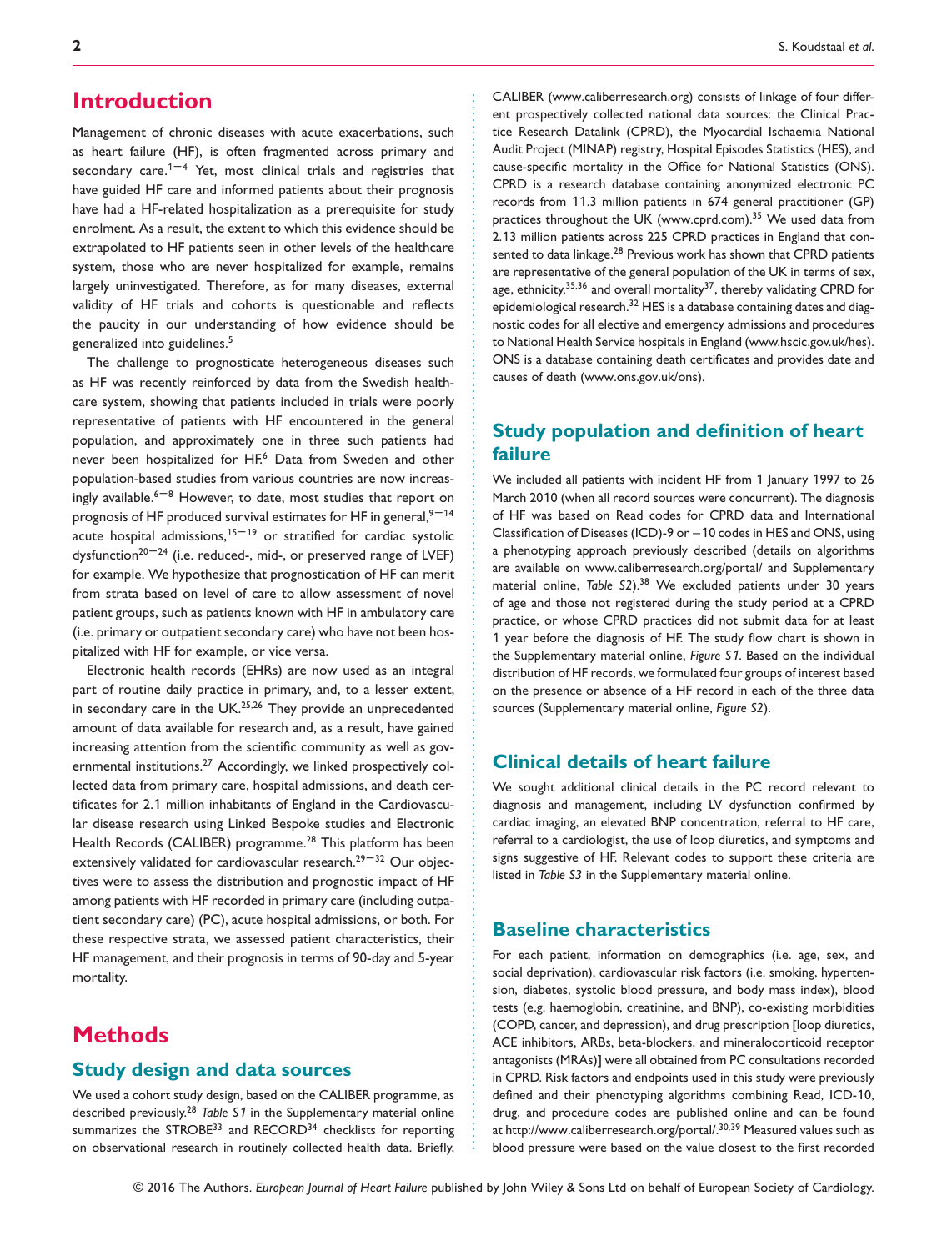# Introduction

Management of chronic diseases with acute exacerbations, such as heart failure (HF), is often fragmented across primary and secondary care.[1−4] Yet, most clinical trials and registries that have guided HF care and informed patients about their prognosis have had a HF-related hospitalization as a prerequisite for study enrolment. As a result, the extent to which this evidence should be extrapolated to HF patients seen in other levels of the healthcare system, those who are never hospitalized for example, remains largely uninvestigated. Therefore, as for many diseases, external validity of HF trials and cohorts is questionable and reflects the paucity in our understanding of how evidence should be generalized into guidelines.[5]

The challenge to prognosticate heterogeneous diseases such as HF was recently reinforced by data from the Swedish healthcare system, showing that patients included in trials were poorly representative of patients with HF encountered in the general population, and approximately one in three such patients had never been hospitalized for HF.[6] Data from Sweden and other population-based studies from various countries are now increasingly available.[6−8] However, to date, most studies that report on prognosis of HF produced survival estimates for HF in general,[9−14] acute hospital admissions,[15−19] or stratified for cardiac systolic dysfunction[20−24] (i.e. reduced-, mid-, or preserved range of LVEF) for example. We hypothesize that prognostication of HF can merit from strata based on level of care to allow assessment of novel patient groups, such as patients known with HF in ambulatory care (i.e. primary or outpatient secondary care) who have not been hospitalized with HF for example, or vice versa.

Electronic health records (EHRs) are now used as an integral part of routine daily practice in primary, and, to a lesser extent, in secondary care in the UK.[25,26] They provide an unprecedented amount of data available for research and, as a result, have gained increasing attention from the scientific community as well as governmental institutions.[27] Accordingly, we linked prospectively collected data from primary care, hospital admissions, and death certificates for 2.1 million inhabitants of England in the Cardiovascular disease research using Linked Bespoke studies and Electronic Health Records (CALIBER) programme.[28] This platform has been extensively validated for cardiovascular research.[29−32] Our objectives were to assess the distribution and prognostic impact of HF among patients with HF recorded in primary care (including outpatient secondary care) (PC), acute hospital admissions, or both. For these respective strata, we assessed patient characteristics, their HF management, and their prognosis in terms of 90-day and 5-year mortality.

# Methods

## Study design and data sources

We used a cohort study design, based on the CALIBER programme, as described previously.[28] *Table S1* in the Supplementary material online summarizes the STROBE[33] and RECORD[34] checklists for reporting on observational research in routinely collected health data. Briefly, CALIBER (www.caliberresearch.org) consists of linkage of four different prospectively collected national data sources: the Clinical Practice Research Datalink (CPRD), the Myocardial Ischaemia National Audit Project (MINAP) registry, Hospital Episodes Statistics (HES), and cause-specific mortality in the Office for National Statistics (ONS). CPRD is a research database containing anonymized electronic PC records from 11.3 million patients in 674 general practitioner (GP) practices throughout the UK (www.cprd.com).[35] We used data from 2.13 million patients across 225 CPRD practices in England that consented to data linkage.[28] Previous work has shown that CPRD patients are representative of the general population of the UK in terms of sex, age, ethnicity,[35,36] and overall mortality[37], thereby validating CPRD for epidemiological research.[32] HES is a database containing dates and diagnostic codes for all elective and emergency admissions and procedures to National Health Service hospitals in England (www.hscic.gov.uk/hes). ONS is a database containing death certificates and provides date and causes of death (www.ons.gov.uk/ons).

## Study population and definition of heart failure

We included all patients with incident HF from 1 January 1997 to 26 March 2010 (when all record sources were concurrent). The diagnosis of HF was based on Read codes for CPRD data and International Classification of Diseases (ICD)-9 or −10 codes in HES and ONS, using a phenotyping approach previously described (details on algorithms are available on www.caliberresearch.org/portal/ and Supplementary material online, *Table S2*).[38] We excluded patients under 30 years of age and those not registered during the study period at a CPRD practice, or whose CPRD practices did not submit data for at least 1 year before the diagnosis of HF. The study flow chart is shown in the Supplementary material online, *Figure S1*. Based on the individual distribution of HF records, we formulated four groups of interest based on the presence or absence of a HF record in each of the three data sources (Supplementary material online, *Figure S2*).

## Clinical details of heart failure

We sought additional clinical details in the PC record relevant to diagnosis and management, including LV dysfunction confirmed by cardiac imaging, an elevated BNP concentration, referral to HF care, referral to a cardiologist, the use of loop diuretics, and symptoms and signs suggestive of HF. Relevant codes to support these criteria are listed in *Table S3* in the Supplementary material online.

## Baseline characteristics

For each patient, information on demographics (i.e. age, sex, and social deprivation), cardiovascular risk factors (i.e. smoking, hypertension, diabetes, systolic blood pressure, and body mass index), blood tests (e.g. haemoglobin, creatinine, and BNP), co-existing morbidities (COPD, cancer, and depression), and drug prescription [loop diuretics, ACE inhibitors, ARBs, beta-blockers, and mineralocorticoid receptor antagonists (MRAs)] were all obtained from PC consultations recorded in CPRD. Risk factors and endpoints used in this study were previously defined and their phenotyping algorithms combining Read, ICD-10, drug, and procedure codes are published online and can be found at http://www.caliberresearch.org/portal/.[30,39] Measured values such as blood pressure were based on the value closest to the first recorded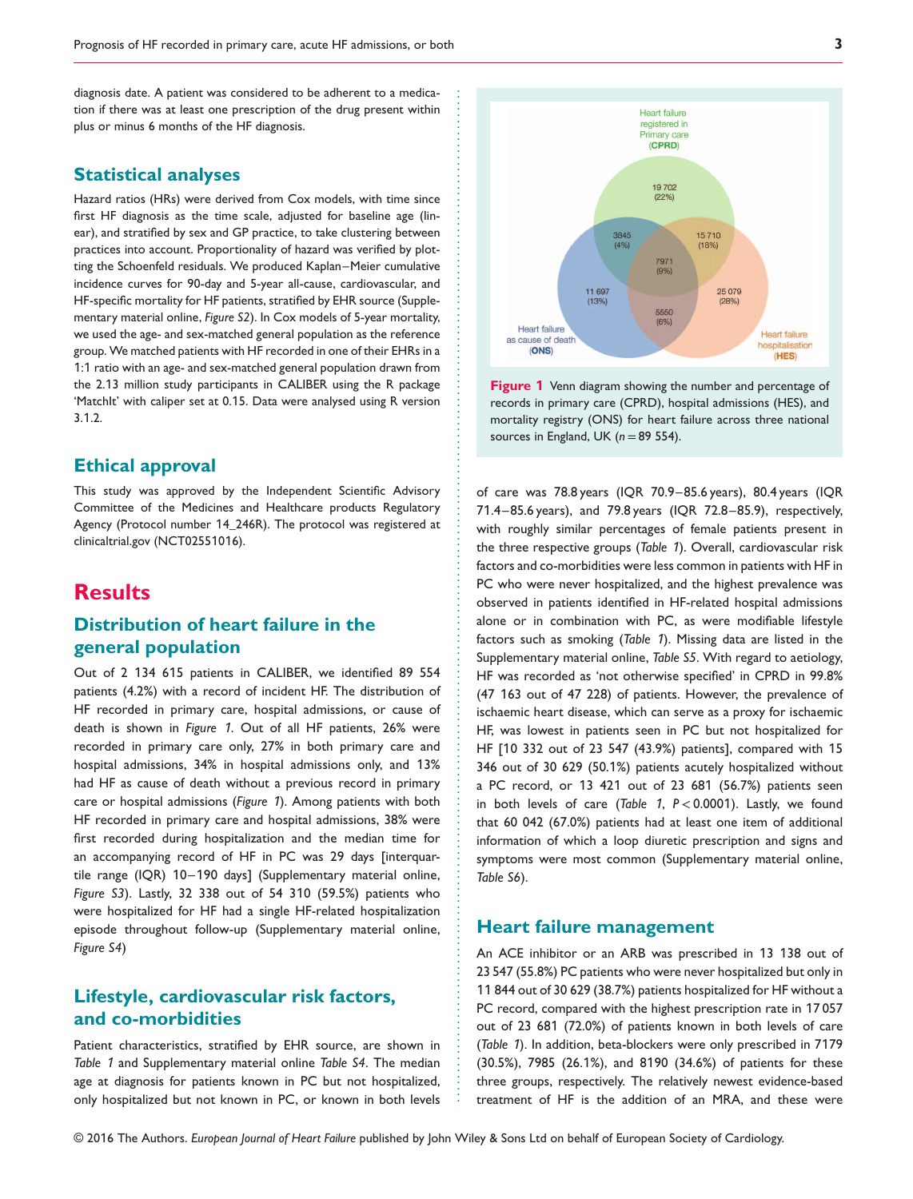diagnosis date. A patient was considered to be adherent to a medication if there was at least one prescription of the drug present within plus or minus 6 months of the HF diagnosis.

## Statistical analyses

Hazard ratios (HRs) were derived from Cox models, with time since first HF diagnosis as the time scale, adjusted for baseline age (linear), and stratified by sex and GP practice, to take clustering between practices into account. Proportionality of hazard was verified by plotting the Schoenfeld residuals. We produced Kaplan–Meier cumulative incidence curves for 90-day and 5-year all-cause, cardiovascular, and HF-specific mortality for HF patients, stratified by EHR source (Supplementary material online, *Figure S2*). In Cox models of 5-year mortality, we used the age- and sex-matched general population as the reference group. We matched patients with HF recorded in one of their EHRs in a 1:1 ratio with an age- and sex-matched general population drawn from the 2.13 million study participants in CALIBER using the R package 'MatchIt' with caliper set at 0.15. Data were analysed using R version 3.1.2.

## Ethical approval

This study was approved by the Independent Scientific Advisory Committee of the Medicines and Healthcare products Regulatory Agency (Protocol number 14_246R). The protocol was registered at clinicaltrial.gov (NCT02551016).

# Results

## Distribution of heart failure in the general population

Out of 2 134 615 patients in CALIBER, we identified 89 554 patients (4.2%) with a record of incident HF. The distribution of HF recorded in primary care, hospital admissions, or cause of death is shown in *Figure 1*. Out of all HF patients, 26% were recorded in primary care only, 27% in both primary care and hospital admissions, 34% in hospital admissions only, and 13% had HF as cause of death without a previous record in primary care or hospital admissions (*Figure 1*). Among patients with both HF recorded in primary care and hospital admissions, 38% were first recorded during hospitalization and the median time for an accompanying record of HF in PC was 29 days [interquartile range (IQR) 10–190 days] (Supplementary material online, *Figure S3*). Lastly, 32 338 out of 54 310 (59.5%) patients who were hospitalized for HF had a single HF-related hospitalization episode throughout follow-up (Supplementary material online, *Figure S4*)

## Lifestyle, cardiovascular risk factors, and co-morbidities

Patient characteristics, stratified by EHR source, are shown in *Table 1* and Supplementary material online *Table S4*. The median age at diagnosis for patients known in PC but not hospitalized, only hospitalized but not known in PC, or known in both levels of care was 78.8 years (IQR 70.9–85.6 years), 80.4 years (IQR 71.4–85.6 years), and 79.8 years (IQR 72.8–85.9), respectively, with roughly similar percentages of female patients present in the three respective groups (*Table 1*). Overall, cardiovascular risk factors and co-morbidities were less common in patients with HF in PC who were never hospitalized, and the highest prevalence was observed in patients identified in HF-related hospital admissions alone or in combination with PC, as were modifiable lifestyle factors such as smoking (*Table 1*). Missing data are listed in the Supplementary material online, *Table S5*. With regard to aetiology, HF was recorded as 'not otherwise specified' in CPRD in 99.8% (47 163 out of 47 228) of patients. However, the prevalence of ischaemic heart disease, which can serve as a proxy for ischaemic HF, was lowest in patients seen in PC but not hospitalized for HF [10 332 out of 23 547 (43.9%) patients], compared with 15 346 out of 30 629 (50.1%) patients acutely hospitalized without a PC record, or 13 421 out of 23 681 (56.7%) patients seen in both levels of care (*Table 1*, $P < 0.0001$). Lastly, we found that 60 042 (67.0%) patients had at least one item of additional information of which a loop diuretic prescription and signs and symptoms were most common (Supplementary material online, *Table S6*).

## Heart failure management

An ACE inhibitor or an ARB was prescribed in 13 138 out of 23 547 (55.8%) PC patients who were never hospitalized but only in 11 844 out of 30 629 (38.7%) patients hospitalized for HF without a PC record, compared with the highest prescription rate in 17 057 out of 23 681 (72.0%) of patients known in both levels of care (*Table 1*). In addition, beta-blockers were only prescribed in 7179 (30.5%), 7985 (26.1%), and 8190 (34.6%) of patients for these three groups, respectively. The relatively newest evidence-based treatment of HF is the addition of an MRA, and these were

Heart failure registered in Primary care (CPRD)

Heart failure hospitalisation (HES)

Heart failure as cause of death (ONS)

19 702 (22%); 3845 (4%); 15 710 (18%); 7971 (9%); 11 697 (13%); 25 079 (28%); 5550 (6%)

**Figure 1** Venn diagram showing the number and percentage of records in primary care (CPRD), hospital admissions (HES), and mortality registry (ONS) for heart failure across three national sources in England, UK ($n = 89\ 554$).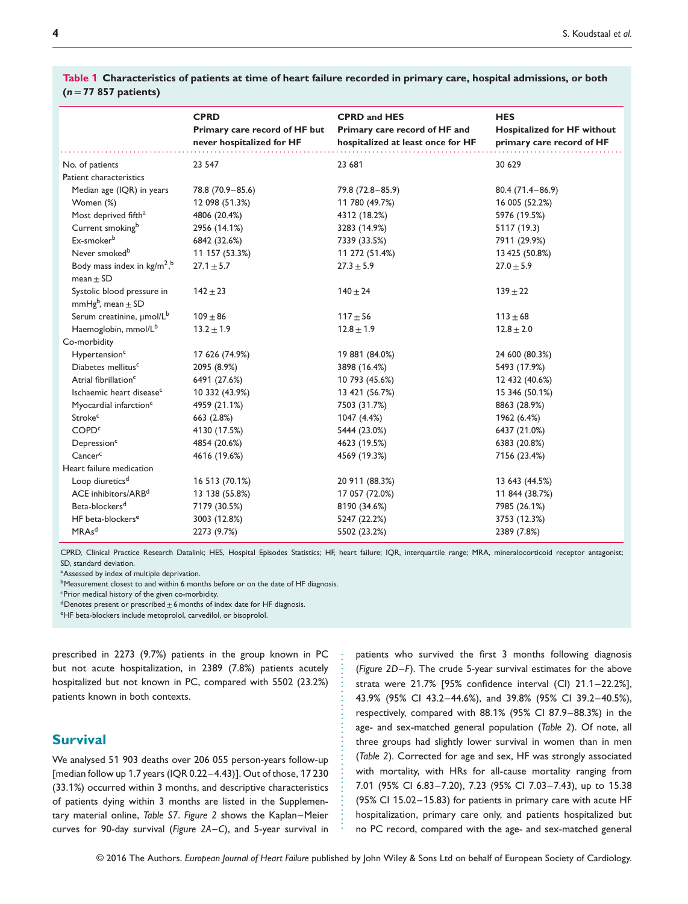**Table 1 Characteristics of patients at time of heart failure recorded in primary care, hospital admissions, or both (n = 77 857 patients)**

| | CPRD Primary care record of HF but never hospitalized for HF | CPRD and HES Primary care record of HF and hospitalized at least once for HF | HES Hospitalized for HF without primary care record of HF |
|---|---|---|---|
| No. of patients | 23 547 | 23 681 | 30 629 |
| Patient characteristics | | | |
| Median age (IQR) in years | 78.8 (70.9–85.6) | 79.8 (72.8–85.9) | 80.4 (71.4–86.9) |
| Women (%) | 12 098 (51.3%) | 11 780 (49.7%) | 16 005 (52.2%) |
| Most deprived fifth[a] | 4806 (20.4%) | 4312 (18.2%) | 5976 (19.5%) |
| Current smoking[b] | 2956 (14.1%) | 3283 (14.9%) | 5117 (19.3) |
| Ex-smoker[b] | 6842 (32.6%) | 7339 (33.5%) | 7911 (29.9%) |
| Never smoked[b] | 11 157 (53.3%) | 11 272 (51.4%) | 13 425 (50.8%) |
| Body mass index in kg/m$^2$,[b] mean ± SD | 27.1 ± 5.7 | 27.3 ± 5.9 | 27.0 ± 5.9 |
| Systolic blood pressure in mmHg[b], mean ± SD | 142 ± 23 | 140 ± 24 | 139 ± 22 |
| Serum creatinine, μmol/L[b] | 109 ± 86 | 117 ± 56 | 113 ± 68 |
| Haemoglobin, mmol/L[b] | 13.2 ± 1.9 | 12.8 ± 1.9 | 12.8 ± 2.0 |
| Co-morbidity | | | |
| Hypertension[c] | 17 626 (74.9%) | 19 881 (84.0%) | 24 600 (80.3%) |
| Diabetes mellitus[c] | 2095 (8.9%) | 3898 (16.4%) | 5493 (17.9%) |
| Atrial fibrillation[c] | 6491 (27.6%) | 10 793 (45.6%) | 12 432 (40.6%) |
| Ischaemic heart disease[c] | 10 332 (43.9%) | 13 421 (56.7%) | 15 346 (50.1%) |
| Myocardial infarction[c] | 4959 (21.1%) | 7503 (31.7%) | 8863 (28.9%) |
| Stroke[c] | 663 (2.8%) | 1047 (4.4%) | 1962 (6.4%) |
| COPD[c] | 4130 (17.5%) | 5444 (23.0%) | 6437 (21.0%) |
| Depression[c] | 4854 (20.6%) | 4623 (19.5%) | 6383 (20.8%) |
| Cancer[c] | 4616 (19.6%) | 4569 (19.3%) | 7156 (23.4%) |
| Heart failure medication | | | |
| Loop diuretics[d] | 16 513 (70.1%) | 20 911 (88.3%) | 13 643 (44.5%) |
| ACE inhibitors/ARB[d] | 13 138 (55.8%) | 17 057 (72.0%) | 11 844 (38.7%) |
| Beta-blockers[d] | 7179 (30.5%) | 8190 (34.6%) | 7985 (26.1%) |
| HF beta-blockers[e] | 3003 (12.8%) | 5247 (22.2%) | 3753 (12.3%) |
| MRAs[d] | 2273 (9.7%) | 5502 (23.2%) | 2389 (7.8%) |

CPRD, Clinical Practice Research Datalink; HES, Hospital Episodes Statistics; HF, heart failure; IQR, interquartile range; MRA, mineralocorticoid receptor antagonist; SD, standard deviation.
[a]Assessed by index of multiple deprivation.
[b]Measurement closest to and within 6 months before or on the date of HF diagnosis.
[c]Prior medical history of the given co-morbidity.
[d]Denotes present or prescribed ± 6 months of index date for HF diagnosis.
[e]HF beta-blockers include metoprolol, carvedilol, or bisoprolol.

prescribed in 2273 (9.7%) patients in the group known in PC but not acute hospitalization, in 2389 (7.8%) patients acutely hospitalized but not known in PC, compared with 5502 (23.2%) patients known in both contexts.

## Survival

We analysed 51 903 deaths over 206 055 person-years follow-up [median follow up 1.7 years (IQR 0.22–4.43)]. Out of those, 17 230 (33.1%) occurred within 3 months, and descriptive characteristics of patients dying within 3 months are listed in the Supplementary material online, *Table S7*. *Figure 2* shows the Kaplan–Meier curves for 90-day survival (*Figure 2A–C*), and 5-year survival in patients who survived the first 3 months following diagnosis (*Figure 2D–F*). The crude 5-year survival estimates for the above strata were 21.7% [95% confidence interval (CI) 21.1–22.2%], 43.9% (95% CI 43.2–44.6%), and 39.8% (95% CI 39.2–40.5%), respectively, compared with 88.1% (95% CI 87.9–88.3%) in the age- and sex-matched general population (*Table 2*). Of note, all three groups had slightly lower survival in women than in men (*Table 2*). Corrected for age and sex, HF was strongly associated with mortality, with HRs for all-cause mortality ranging from 7.01 (95% CI 6.83–7.20), 7.23 (95% CI 7.03–7.43), up to 15.38 (95% CI 15.02–15.83) for patients in primary care with acute HF hospitalization, primary care only, and patients hospitalized but no PC record, compared with the age- and sex-matched general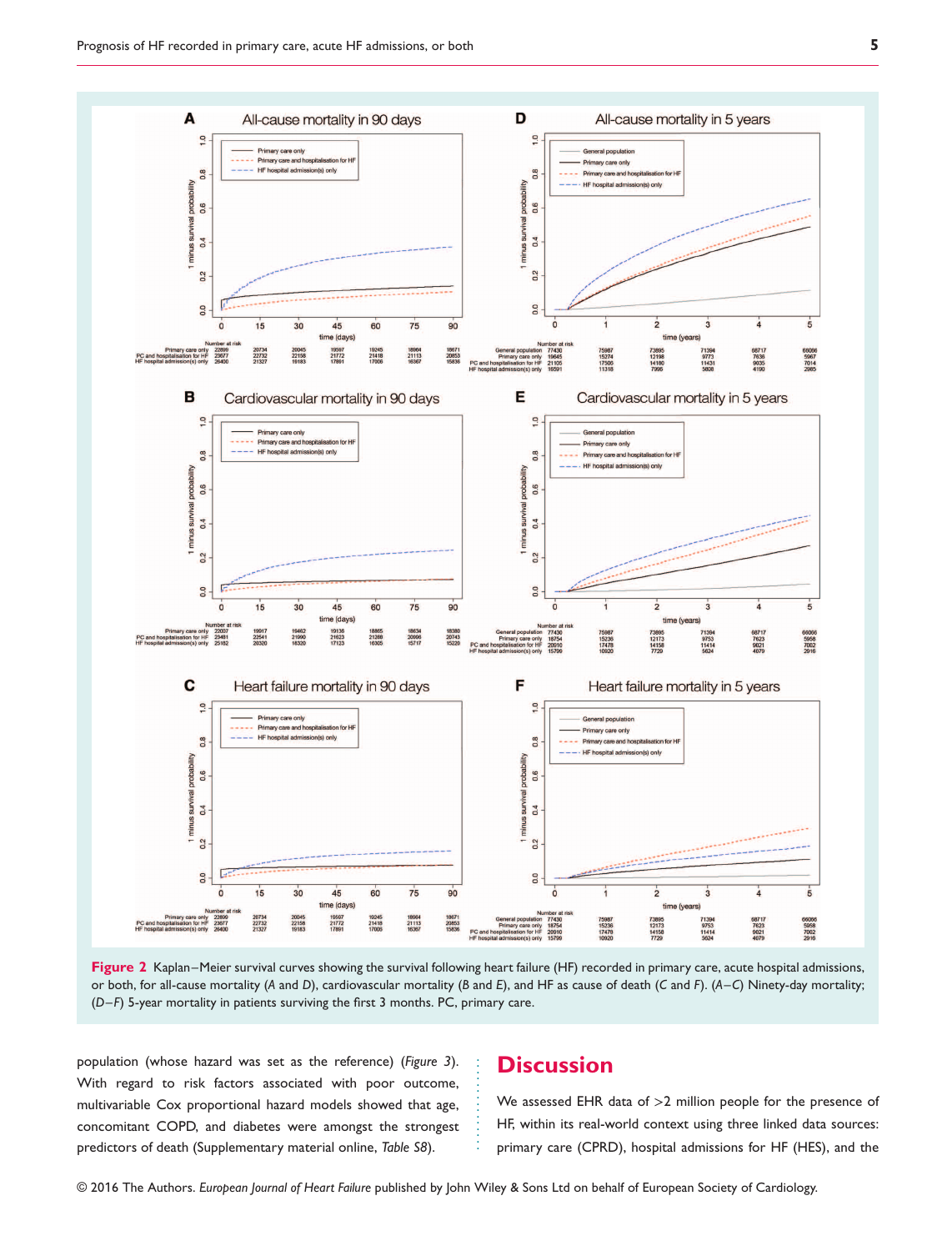Figure 2 Kaplan–Meier survival curves showing the survival following heart failure (HF) recorded in primary care, acute hospital admissions, or both, for all-cause mortality (*A* and *D*), cardiovascular mortality (*B* and *E*), and HF as cause of death (*C* and *F*). (*A–C*) Ninety-day mortality; (*D–F*) 5-year mortality in patients surviving the first 3 months. PC, primary care.

population (whose hazard was set as the reference) (*Figure 3*). With regard to risk factors associated with poor outcome, multivariable Cox proportional hazard models showed that age, concomitant COPD, and diabetes were amongst the strongest predictors of death (Supplementary material online, *Table S8*).

# Discussion

We assessed EHR data of >2 million people for the presence of HF, within its real-world context using three linked data sources: primary care (CPRD), hospital admissions for HF (HES), and the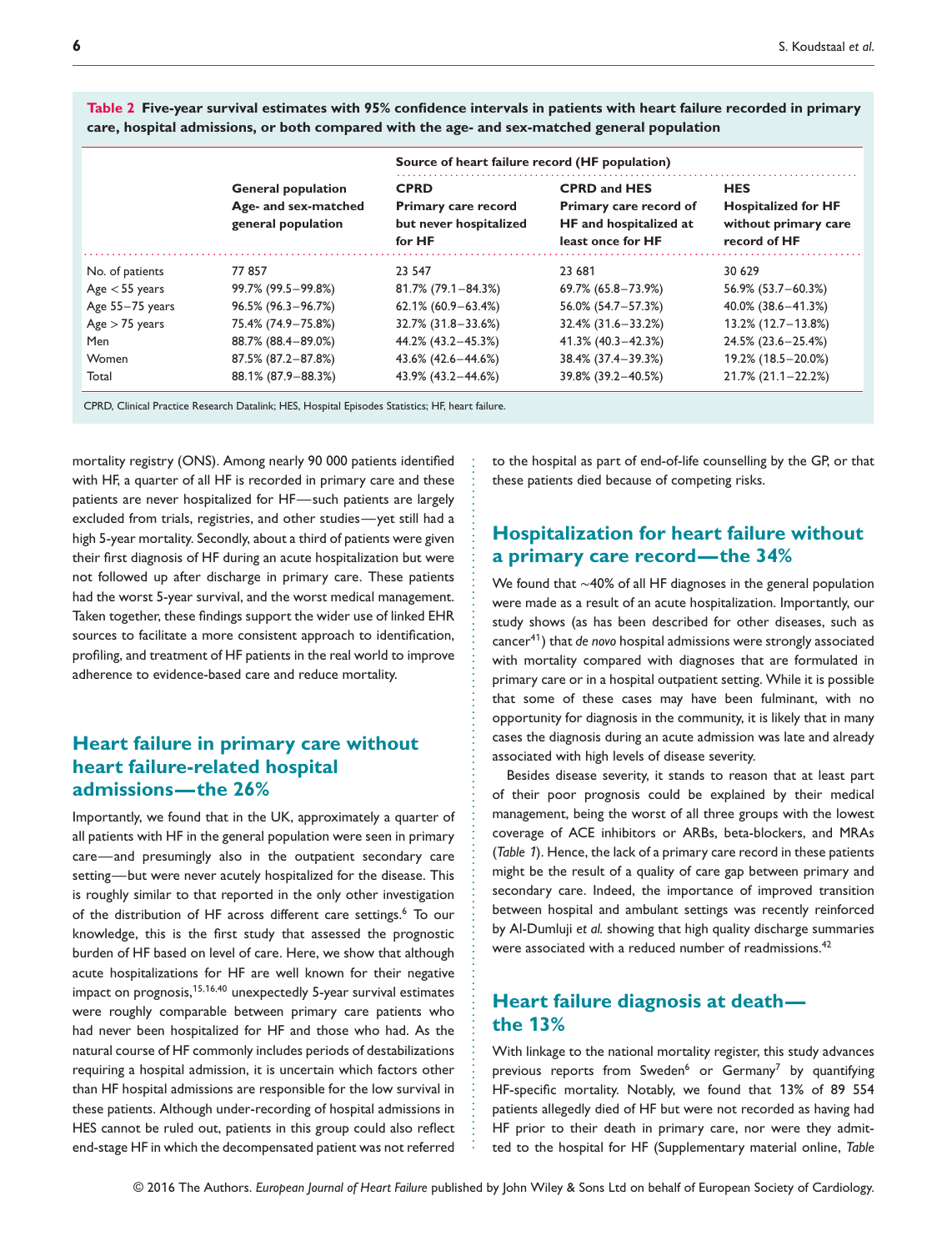**Table 2 Five-year survival estimates with 95% confidence intervals in patients with heart failure recorded in primary care, hospital admissions, or both compared with the age- and sex-matched general population**

| | General population | Source of heart failure record (HF population) | | |
|---|---|---|---|---|
| | Age- and sex-matched general population | CPRD Primary care record but never hospitalized for HF | CPRD and HES Primary care record of HF and hospitalized at least once for HF | HES Hospitalized for HF without primary care record of HF |
| No. of patients | 77 857 | 23 547 | 23 681 | 30 629 |
| Age < 55 years | 99.7% (99.5–99.8%) | 81.7% (79.1–84.3%) | 69.7% (65.8–73.9%) | 56.9% (53.7–60.3%) |
| Age 55–75 years | 96.5% (96.3–96.7%) | 62.1% (60.9–63.4%) | 56.0% (54.7–57.3%) | 40.0% (38.6–41.3%) |
| Age > 75 years | 75.4% (74.9–75.8%) | 32.7% (31.8–33.6%) | 32.4% (31.6–33.2%) | 13.2% (12.7–13.8%) |
| Men | 88.7% (88.4–89.0%) | 44.2% (43.2–45.3%) | 41.3% (40.3–42.3%) | 24.5% (23.6–25.4%) |
| Women | 87.5% (87.2–87.8%) | 43.6% (42.6–44.6%) | 38.4% (37.4–39.3%) | 19.2% (18.5–20.0%) |
| Total | 88.1% (87.9–88.3%) | 43.9% (43.2–44.6%) | 39.8% (39.2–40.5%) | 21.7% (21.1–22.2%) |

CPRD, Clinical Practice Research Datalink; HES, Hospital Episodes Statistics; HF, heart failure.

mortality registry (ONS). Among nearly 90 000 patients identified with HF, a quarter of all HF is recorded in primary care and these patients are never hospitalized for HF—such patients are largely excluded from trials, registries, and other studies—yet still had a high 5-year mortality. Secondly, about a third of patients were given their first diagnosis of HF during an acute hospitalization but were not followed up after discharge in primary care. These patients had the worst 5-year survival, and the worst medical management. Taken together, these findings support the wider use of linked EHR sources to facilitate a more consistent approach to identification, profiling, and treatment of HF patients in the real world to improve adherence to evidence-based care and reduce mortality.

## Heart failure in primary care without heart failure-related hospital admissions—the 26%

Importantly, we found that in the UK, approximately a quarter of all patients with HF in the general population were seen in primary care—and presumingly also in the outpatient secondary care setting—but were never acutely hospitalized for the disease. This is roughly similar to that reported in the only other investigation of the distribution of HF across different care settings.[6] To our knowledge, this is the first study that assessed the prognostic burden of HF based on level of care. Here, we show that although acute hospitalizations for HF are well known for their negative impact on prognosis,[15,16,40] unexpectedly 5-year survival estimates were roughly comparable between primary care patients who had never been hospitalized for HF and those who had. As the natural course of HF commonly includes periods of destabilizations requiring a hospital admission, it is uncertain which factors other than HF hospital admissions are responsible for the low survival in these patients. Although under-recording of hospital admissions in HES cannot be ruled out, patients in this group could also reflect end-stage HF in which the decompensated patient was not referred to the hospital as part of end-of-life counselling by the GP, or that these patients died because of competing risks.

## Hospitalization for heart failure without a primary care record—the 34%

We found that ~40% of all HF diagnoses in the general population were made as a result of an acute hospitalization. Importantly, our study shows (as has been described for other diseases, such as cancer[41]) that *de novo* hospital admissions were strongly associated with mortality compared with diagnoses that are formulated in primary care or in a hospital outpatient setting. While it is possible that some of these cases may have been fulminant, with no opportunity for diagnosis in the community, it is likely that in many cases the diagnosis during an acute admission was late and already associated with high levels of disease severity.

Besides disease severity, it stands to reason that at least part of their poor prognosis could be explained by their medical management, being the worst of all three groups with the lowest coverage of ACE inhibitors or ARBs, beta-blockers, and MRAs (*Table 1*). Hence, the lack of a primary care record in these patients might be the result of a quality of care gap between primary and secondary care. Indeed, the importance of improved transition between hospital and ambulant settings was recently reinforced by Al-Dumluji *et al.* showing that high quality discharge summaries were associated with a reduced number of readmissions.[42]

## Heart failure diagnosis at death—the 13%

With linkage to the national mortality register, this study advances previous reports from Sweden[6] or Germany[7] by quantifying HF-specific mortality. Notably, we found that 13% of 89 554 patients allegedly died of HF but were not recorded as having had HF prior to their death in primary care, nor were they admitted to the hospital for HF (Supplementary material online, *Table*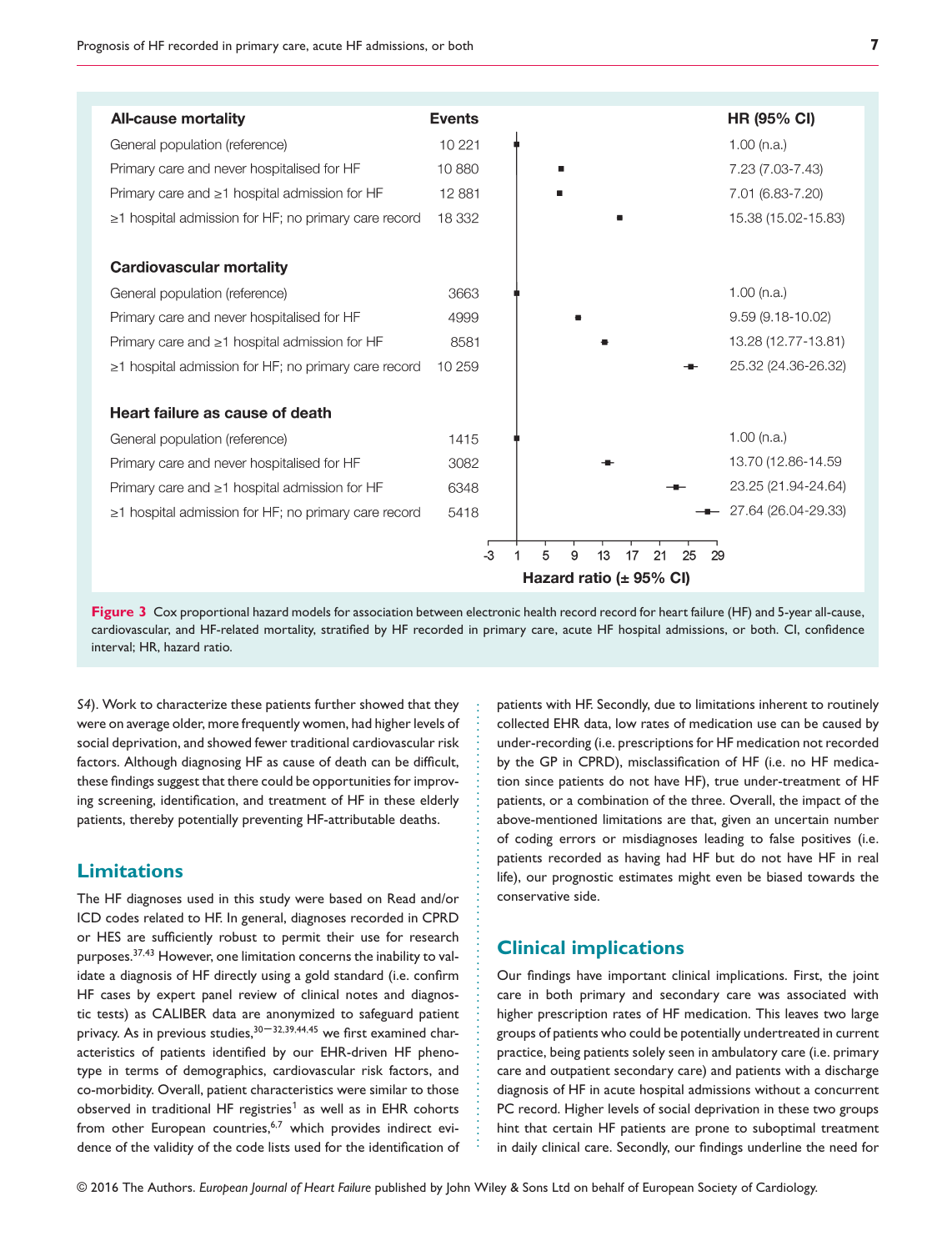All-cause mortality | Events | HR (95% CI)

General population (reference) 10 221 1.00 (n.a.)

Primary care and never hospitalised for HF 10 880 7.23 (7.03-7.43)

Primary care and ≥1 hospital admission for HF 12 881 7.01 (6.83-7.20)

≥1 hospital admission for HF; no primary care record 18 332 15.38 (15.02-15.83)

Cardiovascular mortality

General population (reference) 3663 1.00 (n.a.)

Primary care and never hospitalised for HF 4999 9.59 (9.18-10.02)

Primary care and ≥1 hospital admission for HF 8581 13.28 (12.77-13.81)

≥1 hospital admission for HF; no primary care record 10 259 25.32 (24.36-26.32)

Heart failure as cause of death

General population (reference) 1415 1.00 (n.a.)

Primary care and never hospitalised for HF 3082 13.70 (12.86-14.59

Primary care and ≥1 hospital admission for HF 6348 23.25 (21.94-24.64)

≥1 hospital admission for HF; no primary care record 5418 27.64 (26.04-29.33)

-3 1 5 9 13 17 21 25 29

Hazard ratio (± 95% CI)

**Figure 3** Cox proportional hazard models for association between electronic health record record for heart failure (HF) and 5-year all-cause, cardiovascular, and HF-related mortality, stratified by HF recorded in primary care, acute HF hospital admissions, or both. CI, confidence interval; HR, hazard ratio.

*S4*). Work to characterize these patients further showed that they were on average older, more frequently women, had higher levels of social deprivation, and showed fewer traditional cardiovascular risk factors. Although diagnosing HF as cause of death can be difficult, these findings suggest that there could be opportunities for improving screening, identification, and treatment of HF in these elderly patients, thereby potentially preventing HF-attributable deaths.

## Limitations

The HF diagnoses used in this study were based on Read and/or ICD codes related to HF. In general, diagnoses recorded in CPRD or HES are sufficiently robust to permit their use for research purposes.[37,43] However, one limitation concerns the inability to validate a diagnosis of HF directly using a gold standard (i.e. confirm HF cases by expert panel review of clinical notes and diagnostic tests) as CALIBER data are anonymized to safeguard patient privacy. As in previous studies,[30–32,39,44,45] we first examined characteristics of patients identified by our EHR-driven HF phenotype in terms of demographics, cardiovascular risk factors, and co-morbidity. Overall, patient characteristics were similar to those observed in traditional HF registries[1] as well as in EHR cohorts from other European countries,[6,7] which provides indirect evidence of the validity of the code lists used for the identification of patients with HF. Secondly, due to limitations inherent to routinely collected EHR data, low rates of medication use can be caused by under-recording (i.e. prescriptions for HF medication not recorded by the GP in CPRD), misclassification of HF (i.e. no HF medication since patients do not have HF), true under-treatment of HF patients, or a combination of the three. Overall, the impact of the above-mentioned limitations are that, given an uncertain number of coding errors or misdiagnoses leading to false positives (i.e. patients recorded as having had HF but do not have HF in real life), our prognostic estimates might even be biased towards the conservative side.

## Clinical implications

Our findings have important clinical implications. First, the joint care in both primary and secondary care was associated with higher prescription rates of HF medication. This leaves two large groups of patients who could be potentially undertreated in current practice, being patients solely seen in ambulatory care (i.e. primary care and outpatient secondary care) and patients with a discharge diagnosis of HF in acute hospital admissions without a concurrent PC record. Higher levels of social deprivation in these two groups hint that certain HF patients are prone to suboptimal treatment in daily clinical care. Secondly, our findings underline the need for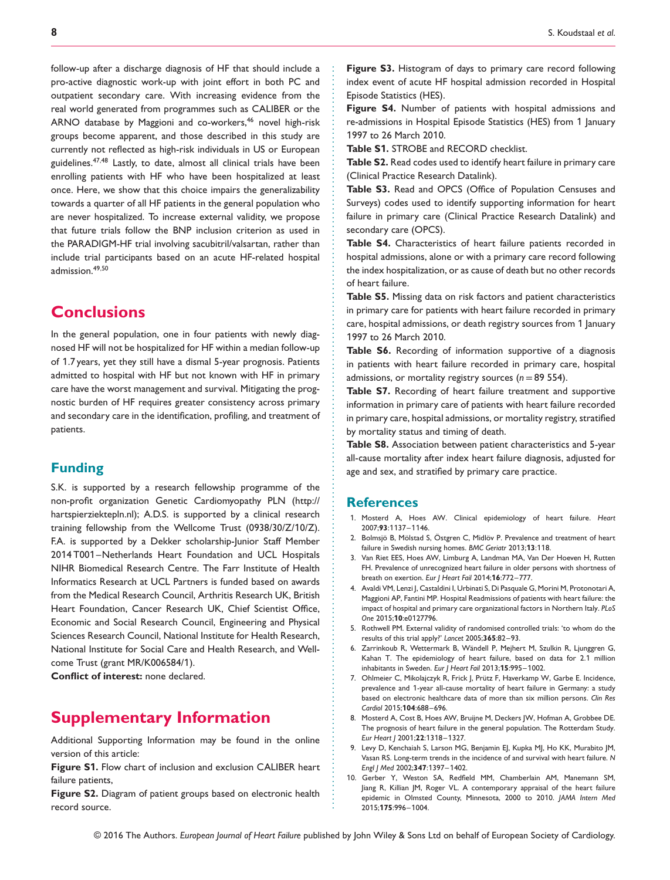follow-up after a discharge diagnosis of HF that should include a pro-active diagnostic work-up with joint effort in both PC and outpatient secondary care. With increasing evidence from the real world generated from programmes such as CALIBER or the ARNO database by Maggioni and co-workers,[46] novel high-risk groups become apparent, and those described in this study are currently not reflected as high-risk individuals in US or European guidelines.[47,48] Lastly, to date, almost all clinical trials have been enrolling patients with HF who have been hospitalized at least once. Here, we show that this choice impairs the generalizability towards a quarter of all HF patients in the general population who are never hospitalized. To increase external validity, we propose that future trials follow the BNP inclusion criterion as used in the PARADIGM-HF trial involving sacubitril/valsartan, rather than include trial participants based on an acute HF-related hospital admission.[49,50]

# Conclusions

In the general population, one in four patients with newly diagnosed HF will not be hospitalized for HF within a median follow-up of 1.7 years, yet they still have a dismal 5-year prognosis. Patients admitted to hospital with HF but not known with HF in primary care have the worst management and survival. Mitigating the prognostic burden of HF requires greater consistency across primary and secondary care in the identification, profiling, and treatment of patients.

## Funding

S.K. is supported by a research fellowship programme of the non-profit organization Genetic Cardiomyopathy PLN (http://hartspierziektepln.nl); A.D.S. is supported by a clinical research training fellowship from the Wellcome Trust (0938/30/Z/10/Z). F.A. is supported by a Dekker scholarship-Junior Staff Member 2014 T001–Netherlands Heart Foundation and UCL Hospitals NIHR Biomedical Research Centre. The Farr Institute of Health Informatics Research at UCL Partners is funded based on awards from the Medical Research Council, Arthritis Research UK, British Heart Foundation, Cancer Research UK, Chief Scientist Office, Economic and Social Research Council, Engineering and Physical Sciences Research Council, National Institute for Health Research, National Institute for Social Care and Health Research, and Wellcome Trust (grant MR/K006584/1).

**Conflict of interest:** none declared.

# Supplementary Information

Additional Supporting Information may be found in the online version of this article:

**Figure S1.** Flow chart of inclusion and exclusion CALIBER heart failure patients,

**Figure S2.** Diagram of patient groups based on electronic health record source.

**Figure S3.** Histogram of days to primary care record following index event of acute HF hospital admission recorded in Hospital Episode Statistics (HES).

**Figure S4.** Number of patients with hospital admissions and re-admissions in Hospital Episode Statistics (HES) from 1 January 1997 to 26 March 2010.

**Table S1.** STROBE and RECORD checklist.

**Table S2.** Read codes used to identify heart failure in primary care (Clinical Practice Research Datalink).

**Table S3.** Read and OPCS (Office of Population Censuses and Surveys) codes used to identify supporting information for heart failure in primary care (Clinical Practice Research Datalink) and secondary care (OPCS).

**Table S4.** Characteristics of heart failure patients recorded in hospital admissions, alone or with a primary care record following the index hospitalization, or as cause of death but no other records of heart failure.

**Table S5.** Missing data on risk factors and patient characteristics in primary care for patients with heart failure recorded in primary care, hospital admissions, or death registry sources from 1 January 1997 to 26 March 2010.

**Table S6.** Recording of information supportive of a diagnosis in patients with heart failure recorded in primary care, hospital admissions, or mortality registry sources ($n$ = 89 554).

**Table S7.** Recording of heart failure treatment and supportive information in primary care of patients with heart failure recorded in primary care, hospital admissions, or mortality registry, stratified by mortality status and timing of death.

**Table S8.** Association between patient characteristics and 5-year all-cause mortality after index heart failure diagnosis, adjusted for age and sex, and stratified by primary care practice.

## References

1. Mosterd A, Hoes AW. Clinical epidemiology of heart failure. *Heart* 2007;**93**:1137–1146.
2. Bolmsjö B, Mölstad S, Östgren C, Midlöv P. Prevalence and treatment of heart failure in Swedish nursing homes. *BMC Geriatr* 2013;**13**:118.
3. Van Riet EES, Hoes AW, Limburg A, Landman MA, Van Der Hoeven H, Rutten FH. Prevalence of unrecognized heart failure in older persons with shortness of breath on exertion. *Eur J Heart Fail* 2014;**16**:772–777.
4. Avaldi VM, Lenzi J, Castaldini I, Urbinati S, Di Pasquale G, Morini M, Protonotari A, Maggioni AP, Fantini MP. Hospital Readmissions of patients with heart failure: the impact of hospital and primary care organizational factors in Northern Italy. *PLoS One* 2015;**10**:e0127796.
5. Rothwell PM. External validity of randomised controlled trials: 'to whom do the results of this trial apply?' *Lancet* 2005;**365**:82–93.
6. Zarrinkoub R, Wettermark B, Wändell P, Mejhert M, Szulkin R, Ljunggren G, Kahan T. The epidemiology of heart failure, based on data for 2.1 million inhabitants in Sweden. *Eur J Heart Fail* 2013;**15**:995–1002.
7. Ohlmeier C, Mikolajczyk R, Frick J, Prütz F, Haverkamp W, Garbe E. Incidence, prevalence and 1-year all-cause mortality of heart failure in Germany: a study based on electronic healthcare data of more than six million persons. *Clin Res Cardiol* 2015;**104**:688–696.
8. Mosterd A, Cost B, Hoes AW, Bruijne M, Deckers JW, Hofman A, Grobbee DE. The prognosis of heart failure in the general population. The Rotterdam Study. *Eur Heart J* 2001;**22**:1318–1327.
9. Levy D, Kenchaiah S, Larson MG, Benjamin EJ, Kupka MJ, Ho KK, Murabito JM, Vasan RS. Long-term trends in the incidence of and survival with heart failure. *N Engl J Med* 2002;**347**:1397–1402.
10. Gerber Y, Weston SA, Redfield MM, Chamberlain AM, Manemann SM, Jiang R, Killian JM, Roger VL. A contemporary appraisal of the heart failure epidemic in Olmsted County, Minnesota, 2000 to 2010. *JAMA Intern Med* 2015;**175**:996–1004.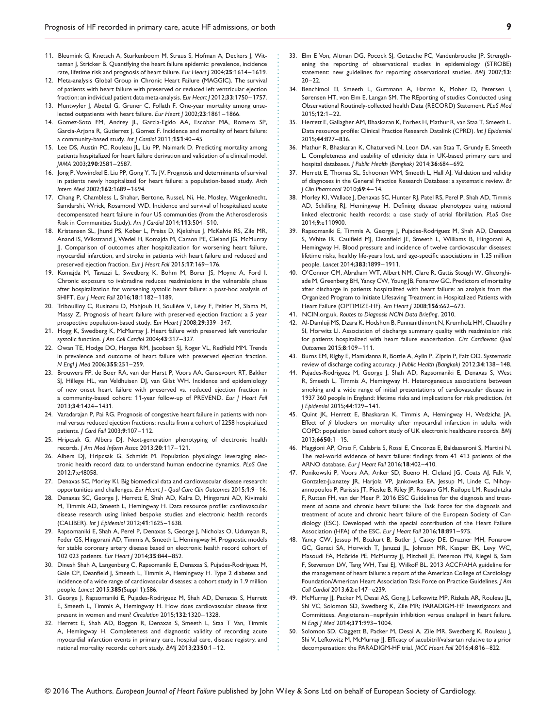11. Bleumink G, Knetsch A, Sturkenboom M, Straus S, Hofman A, Deckers J, Witteman J, Stricker B. Quantifying the heart failure epidemic: prevalence, incidence rate, lifetime risk and prognosis of heart failure. *Eur Heart J* 2004;**25**:1614–1619.
12. Meta-analysis Global Group in Chronic Heart Failure (MAGGIC). The survival of patients with heart failure with preserved or reduced left ventricular ejection fraction: an individual patient data meta-analysis. *Eur Heart J* 2012;**33**:1750–1757.
13. Muntwyler J, Abetel G, Gruner C, Follath F. One-year mortality among unselected outpatients with heart failure. *Eur Heart J* 2002;**23**:1861–1866.
14. Gomez-Soto FM, Andrey JL, Garcia-Egido AA, Escobar MA, Romero SP, Garcia-Arjona R, Gutierrez J, Gomez F. Incidence and mortality of heart failure: a community-based study. *Int J Cardiol* 2011;**151**:40–45.
15. Lee DS, Austin PC, Rouleau JL, Liu PP, Naimark D. Predicting mortality among patients hospitalized for heart failure derivation and validation of a clinical model. *JAMA* 2003;**290**:2581–2587.
16. Jong P, Vowinckel E, Liu PP, Gong Y, Tu JV. Prognosis and determinants of survival in patients newly hospitalized for heart failure: a population-based study. *Arch Intern Med* 2002;**162**:1689–1694.
17. Chang P, Chambless L, Shahar, Bertone, Russel, Ni, He, Mosley, Wagenknecht, Samdarshi, Wrick, Rosamond WD. Incidence and survival of hospitalized acute decompensated heart failure in four US communities (from the Atherosclerosis Risk in Communities Study). *Am J Cardiol* 2014;**113**:504–510.
18. Kristensen SL, Jhund PS, Køber L, Preiss D, Kjekshus J, McKelvie RS, Zile MR, Anand IS, Wikstrand J, Wedel H, Komajda M, Carson PE, Cleland JG, McMurray JJ. Comparison of outcomes after hospitalization for worsening heart failure, myocardial infarction, and stroke in patients with heart failure and reduced and preserved ejection fraction. *Eur J Heart Fail* 2015;**17**:169–176.
19. Komajda M, Tavazzi L, Swedberg K, Bohm M, Borer JS, Moyne A, Ford I. Chronic exposure to ivabradine reduces readmissions in the vulnerable phase after hospitalization for worsening systolic heart failure: a post-hoc analysis of SHIFT. *Eur J Heart Fail* 2016;**18**:1182–1189.
20. Tribouilloy C, Rusinaru D, Mahjoub H, Soulière V, Lévy F, Peltier M, Slama M, Massy Z. Prognosis of heart failure with preserved ejection fraction: a 5 year prospective population-based study. *Eur Heart J* 2008;**29**:339–347.
21. Hogg K, Swedberg K, McMurray J. Heart failure with preserved left ventricular systolic function. *J Am Coll Cardiol* 2004;**43**:317–327.
22. Owan TE, Hodge DO, Herges RM, Jacobsen SJ, Roger VL, Redfield MM. Trends in prevalence and outcome of heart failure with preserved ejection fraction. *N Engl J Med* 2006;**355**:251–259.
23. Brouwers FP, de Boer RA, van der Harst P, Voors AA, Gansevoort RT, Bakker SJ, Hillege HL, van Veldhuisen DJ, van Gilst WH. Incidence and epidemiology of new onset heart failure with preserved vs. reduced ejection fraction in a community-based cohort: 11-year follow-up of PREVEND. *Eur J Heart Fail* 2013;**34**:1424–1431.
24. Varadarajan P, Pai RG. Prognosis of congestive heart failure in patients with normal versus reduced ejection fractions: results from a cohort of 2258 hospitalized patients. *J Card Fail* 2003;**9**:107–112.
25. Hripcsak G, Albers DJ. Next-generation phenotyping of electronic health records. *J Am Med Inform Assoc* 2013;**20**:117–121.
26. Albers DJ, Hripcsak G, Schmidt M. Population physiology: leveraging electronic health record data to understand human endocrine dynamics. *PLoS One* 2012;**7**:e48058.
27. Denaxas SC, Morley KI. Big biomedical data and cardiovascular disease research: opportunities and challenges. *Eur Heart J - Qual Care Clin Outcomes* 2015;**1**:9–16.
28. Denaxas SC, George J, Herrett E, Shah AD, Kalra D, Hingorani AD, Kivimaki M, Timmis AD, Smeeth L, Hemingway H. Data resource profile: cardiovascular disease research using linked bespoke studies and electronic health records (CALIBER). *Int J Epidemiol* 2012;**41**:1625–1638.
29. Rapsomaniki E, Shah A, Perel P, Denaxas S, George J, Nicholas O, Udumyan R, Feder GS, Hingorani AD, Timmis A, Smeeth L, Hemingway H. Prognostic models for stable coronary artery disease based on electronic health record cohort of 102 023 patients. *Eur Heart J* 2014;**35**:844–852.
30. Dinesh Shah A, Langenberg C, Rapsomaniki E, Denaxas S, Pujades-Rodriguez M, Gale CP, Deanfield J, Smeeth L, Timmis A, Hemingway H. Type 2 diabetes and incidence of a wide range of cardiovascular diseases: a cohort study in 1.9 million people. *Lancet* 2015;**385**(Suppl 1):S86.
31. George J, Rapsomaniki E, Pujades-Rodriguez M, Shah AD, Denaxas S, Herrett E, Smeeth L, Timmis A, Hemingway H. How does cardiovascular disease first present in women and men? *Circulation* 2015;**132**:1320–1328.
32. Herrett E, Shah AD, Boggon R, Denaxas S, Smeeth L, Staa T Van, Timmis A, Hemingway H. Completeness and diagnostic validity of recording acute myocardial infarction events in primary care, hospital care, disease registry, and national mortality records: cohort study. *BMJ* 2013;**2350**:1–12.
33. Elm E Von, Altman DG, Pocock SJ, Gotzsche PC, Vandenbroucke JP. Strengthening the reporting of observational studies in epidemiology (STROBE) statement: new guidelines for reporting observational studies. *BMJ* 2007;**13**: 20–22.
34. Benchimol EI, Smeeth L, Guttmann A, Harron K, Moher D, Petersen I, Sørensen HT, von Elm E, Langan SM. The REporting of studies Conducted using Observational Routinely-collected health Data (RECORD) Statement. *PLoS Med* 2015;**12**:1–22.
35. Herrett E, Gallagher AM, Bhaskaran K, Forbes H, Mathur R, van Staa T, Smeeth L. Data resource profile: Clinical Practice Research Datalink (CPRD). *Int J Epidemiol* 2015;**44**:827–836.
36. Mathur R, Bhaskaran K, Chaturvedi N, Leon DA, van Staa T, Grundy E, Smeeth L. Completeness and usability of ethnicity data in UK-based primary care and hospital databases. *J Public Health (Bangkok)* 2014;**36**:684–692.
37. Herrett E, Thomas SL, Schoonen WM, Smeeth L, Hall AJ. Validation and validity of diagnoses in the General Practice Research Database: a systematic review. *Br J Clin Pharmacol* 2010;**69**:4–14.
38. Morley KI, Wallace J, Denaxas SC, Hunter RJ, Patel RS, Perel P, Shah AD, Timmis AD, Schilling RJ, Hemingway H. Defining disease phenotypes using national linked electronic health records: a case study of atrial fibrillation. *PLoS One* 2014;**9**:e110900.
39. Rapsomaniki E, Timmis A, George J, Pujades-Rodriguez M, Shah AD, Denaxas S, White IR, Caulfield MJ, Deanfield JE, Smeeth L, Williams B, Hingorani A, Hemingway H. Blood pressure and incidence of twelve cardiovascular diseases: lifetime risks, healthy life-years lost, and age-specific associations in 1.25 million people. *Lancet* 2014;**383**:1899–1911.
40. O'Connor CM, Abraham WT, Albert NM, Clare R, Gattis Stough W, Gheorghiade M, Greenberg BH, Yancy CW, Young JB, Fonarow GC. Predictors of mortality after discharge in patients hospitalized with heart failure: an analysis from the Organized Program to Initiate Lifesaving Treatment in Hospitalized Patients with Heart Failure (OPTIMIZE-HF). *Am Heart J* 2008;**156**:662–673.
41. NCIN.org.uk. *Routes to Diagnosis NCIN Data Briefing*. 2010.
42. Al-Damluji MS, Dzara K, Hodshon B, Punnanithinont N, Krumholz HM, Chaudhry SI, Horwitz LI. Association of discharge summary quality with readmission risk for patients hospitalized with heart failure exacerbation. *Circ Cardiovasc Qual Outcomes* 2015;**8**:109–111.
43. Burns EM, Rigby E, Mamidanna R, Bottle A, Aylin P, Ziprin P, Faiz OD. Systematic review of discharge coding accuracy. *J Public Health (Bangkok)* 2012;**34**:138–148.
44. Pujades-Rodriguez M, George J, Shah AD, Rapsomaniki E, Denaxas S, West R, Smeeth L, Timmis A, Hemingway H. Heterogeneous associations between smoking and a wide range of initial presentations of cardiovascular disease in 1937 360 people in England: lifetime risks and implications for risk prediction. *Int J Epidemiol* 2015;**44**:129–141.
45. Quint JK, Herrett E, Bhaskaran K, Timmis A, Hemingway H, Wedzicha JA. Effect of $\beta$ blockers on mortality after myocardial infarction in adults with COPD: population based cohort study of UK electronic healthcare records. *BMJ* 2013;**6650**:1–15.
46. Maggioni AP, Orso F, Calabria S, Rossi E, Cinconze E, Baldasseroni S, Martini N. The real-world evidence of heart failure: findings from 41 413 patients of the ARNO database. *Eur J Heart Fail* 2016;**18**:402–410.
47. Ponikowski P, Voors AA, Anker SD, Bueno H, Cleland JG, Coats AJ, Falk V, Gonzalez-Juanatey JR, Harjola VP, Jankowska EA, Jessup M, Linde C, Nihoyannopoulos P, Parissis JT, Pieske B, Riley JP, Rosano GM, Ruilope LM, Ruschitzka F, Rutten FH, van der Meer P. 2016 ESC Guidelines for the diagnosis and treatment of acute and chronic heart failure: the Task Force for the diagnosis and treatment of acute and chronic heart failure of the European Society of Cardiology (ESC). Developed with the special contribution of the Heart Failure Association (HFA) of the ESC. *Eur J Heart Fail* 2016;**18**:891–975.
48. Yancy CW, Jessup M, Bozkurt B, Butler J, Casey DE, Drazner MH, Fonarow GC, Geraci SA, Horwich T, Januzzi JL, Johnson MR, Kasper EK, Levy WC, Masoudi FA, McBride PE, McMurray JJ, Mitchell JE, Peterson PN, Riegel B, Sam F, Stevenson LW, Tang WH, Tsai EJ, Wilkoff BL. 2013 ACCF/AHA guideline for the management of heart failure: a report of the American College of Cardiology Foundation/American Heart Association Task Force on Practice Guidelines. *J Am Coll Cardiol* 2013;**62**:e147–e239.
49. McMurray JJ, Packer M, Desai AS, Gong J, Lefkowitz MP, Rizkala AR, Rouleau JL, Shi VC, Solomon SD, Swedberg K, Zile MR; PARADIGM-HF Investigators and Committees. Angiotensin–neprilysin inhibition versus enalapril in heart failure. *N Engl J Med* 2014;**371**:993–1004.
50. Solomon SD, Claggett B, Packer M, Desai A, Zile MR, Swedberg K, Rouleau J, Shi V, Lefkowitz M, McMurray JJ. Efficacy of sacubitril/valsartan relative to a prior decompensation: the PARADIGM-HF trial. *JACC Heart Fail* 2016;**4**:816–822.

© 2016 The Authors. *European Journal of Heart Failure* published by John Wiley & Sons Ltd on behalf of European Society of Cardiology.